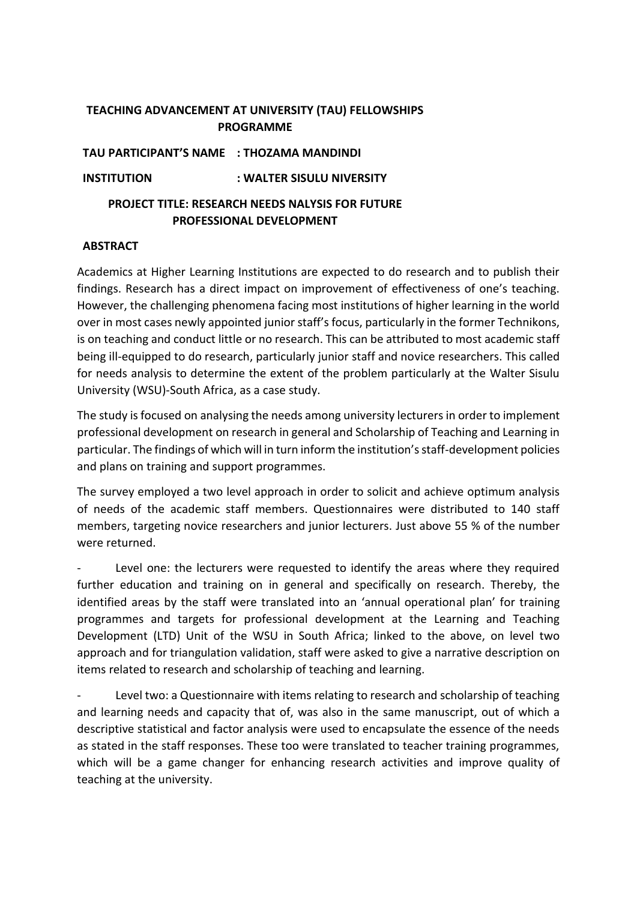# TEACHING ADVANCEMENT AT UNIVERSITY (TAU) FELLOWSHIPS PROGRAMME

**TAU PARTICIPANT'S NAME : THOZAMA MANDINDI**

**INSTITUTION : WALTER SISULU NIVERSITY**

## PROJECT TITLE: RESEARCH NEEDS NALYSIS FOR FUTURE PROFESSIONAL DEVELOPMENT

### ABSTRACT

Academics at Higher Learning Institutions are expected to do research and to publish their findings. Research has a direct impact on improvement of effectiveness of one's teaching. However, the challenging phenomena facing most institutions of higher learning in the world over in most cases newly appointed junior staff's focus, particularly in the former Technikons, is on teaching and conduct little or no research. This can be attributed to most academic staff being ill-equipped to do research, particularly junior staff and novice researchers. This called for needs analysis to determine the extent of the problem particularly at the Walter Sisulu University (WSU)-South Africa, as a case study.

The study is focused on analysing the needs among university lecturers in order to implement professional development on research in general and Scholarship of Teaching and Learning in particular. The findings of which will in turn inform the institution's staff-development policies and plans on training and support programmes.

The survey employed a two level approach in order to solicit and achieve optimum analysis of needs of the academic staff members. Questionnaires were distributed to 140 staff members, targeting novice researchers and junior lecturers. Just above 55 % of the number were returned.

- Level one: the lecturers were requested to identify the areas where they required further education and training on in general and specifically on research. Thereby, the identified areas by the staff were translated into an 'annual operational plan' for training programmes and targets for professional development at the Learning and Teaching Development (LTD) Unit of the WSU in South Africa; linked to the above, on level two approach and for triangulation validation, staff were asked to give a narrative description on items related to research and scholarship of teaching and learning.

- Level two: a Questionnaire with items relating to research and scholarship of teaching and learning needs and capacity that of, was also in the same manuscript, out of which a descriptive statistical and factor analysis were used to encapsulate the essence of the needs as stated in the staff responses. These too were translated to teacher training programmes, which will be a game changer for enhancing research activities and improve quality of teaching at the university.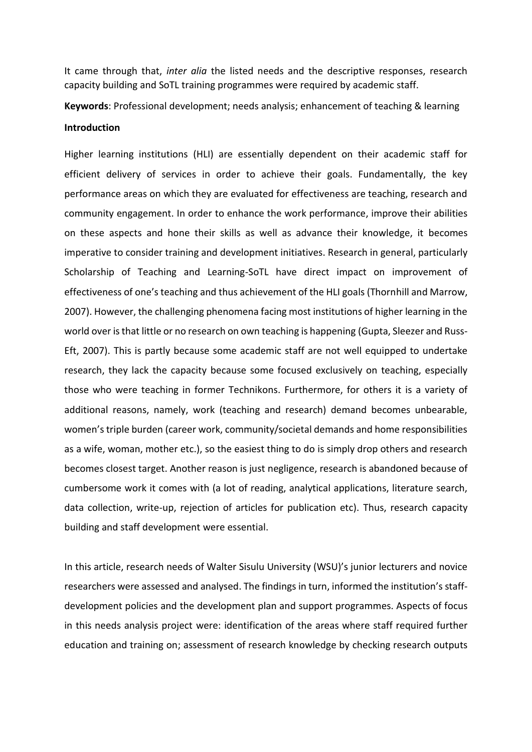It came through that, *inter alia* the listed needs and the descriptive responses, research capacity building and SoTL training programmes were required by academic staff.

**Keywords**: Professional development; needs analysis; enhancement of teaching & learning

**Introduction**

Higher learning institutions (HLI) are essentially dependent on their academic staff for efficient delivery of services in order to achieve their goals. Fundamentally, the key performance areas on which they are evaluated for effectiveness are teaching, research and community engagement. In order to enhance the work performance, improve their abilities on these aspects and hone their skills as well as advance their knowledge, it becomes imperative to consider training and development initiatives. Research in general, particularly Scholarship of Teaching and Learning-SoTL have direct impact on improvement of effectiveness of one's teaching and thus achievement of the HLI goals (Thornhill and Marrow, 2007). However, the challenging phenomena facing most institutions of higher learning in the world over is that little or no research on own teaching is happening (Gupta, Sleezer and Russ-Eft, 2007). This is partly because some academic staff are not well equipped to undertake research, they lack the capacity because some focused exclusively on teaching, especially those who were teaching in former Technikons. Furthermore, for others it is a variety of additional reasons, namely, work (teaching and research) demand becomes unbearable, women's triple burden (career work, community/societal demands and home responsibilities as a wife, woman, mother etc.), so the easiest thing to do is simply drop others and research becomes closest target. Another reason is just negligence, research is abandoned because of cumbersome work it comes with (a lot of reading, analytical applications, literature search, data collection, write-up, rejection of articles for publication etc). Thus, research capacity building and staff development were essential.

In this article, research needs of Walter Sisulu University (WSU)'s junior lecturers and novice researchers were assessed and analysed. The findings in turn, informed the institution's staff-development policies and the development plan and support programmes. Aspects of focus in this needs analysis project were: identification of the areas where staff required further education and training on; assessment of research knowledge by checking research outputs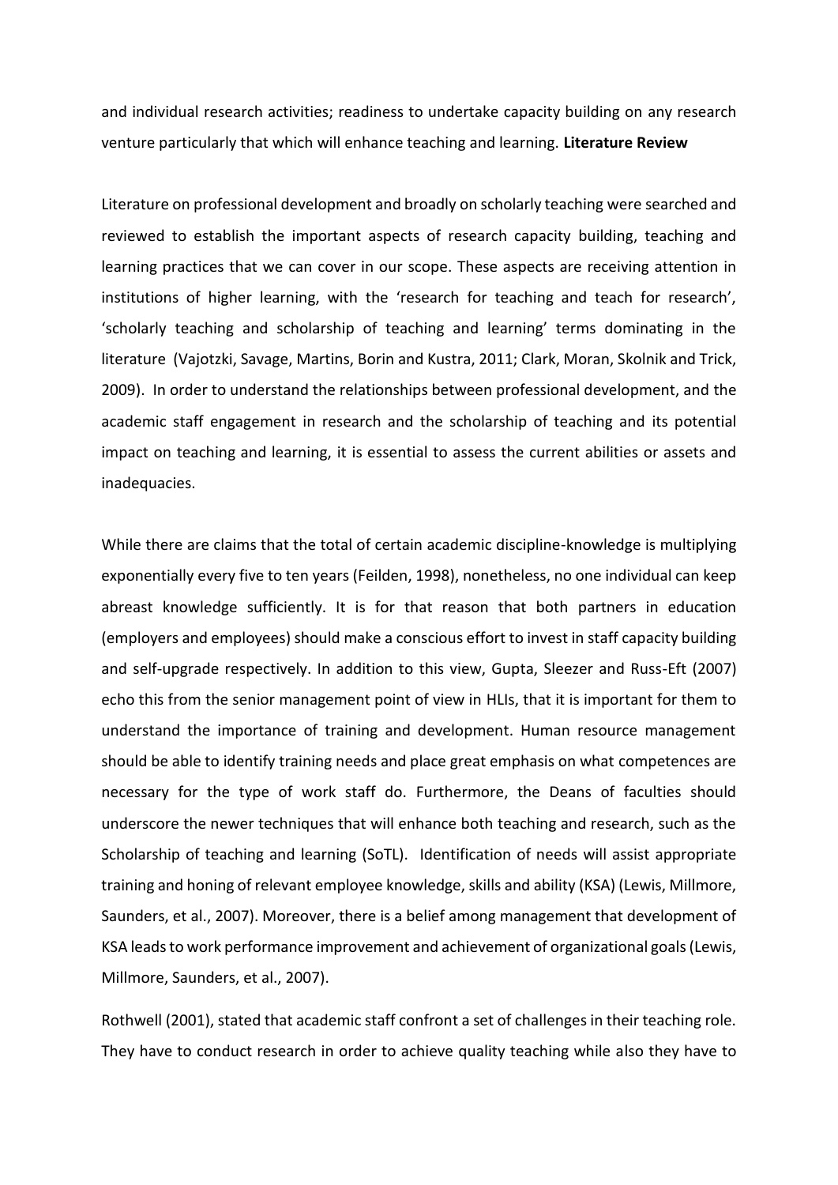and individual research activities; readiness to undertake capacity building on any research venture particularly that which will enhance teaching and learning.

## Literature Review

Literature on professional development and broadly on scholarly teaching were searched and reviewed to establish the important aspects of research capacity building, teaching and learning practices that we can cover in our scope. These aspects are receiving attention in institutions of higher learning, with the 'research for teaching and teach for research', 'scholarly teaching and scholarship of teaching and learning' terms dominating in the literature (Vajotzki, Savage, Martins, Borin and Kustra, 2011; Clark, Moran, Skolnik and Trick, 2009). In order to understand the relationships between professional development, and the academic staff engagement in research and the scholarship of teaching and its potential impact on teaching and learning, it is essential to assess the current abilities or assets and inadequacies.

While there are claims that the total of certain academic discipline-knowledge is multiplying exponentially every five to ten years (Feilden, 1998), nonetheless, no one individual can keep abreast knowledge sufficiently. It is for that reason that both partners in education (employers and employees) should make a conscious effort to invest in staff capacity building and self-upgrade respectively. In addition to this view, Gupta, Sleezer and Russ-Eft (2007) echo this from the senior management point of view in HLIs, that it is important for them to understand the importance of training and development. Human resource management should be able to identify training needs and place great emphasis on what competences are necessary for the type of work staff do. Furthermore, the Deans of faculties should underscore the newer techniques that will enhance both teaching and research, such as the Scholarship of teaching and learning (SoTL). Identification of needs will assist appropriate training and honing of relevant employee knowledge, skills and ability (KSA) (Lewis, Millmore, Saunders, et al., 2007). Moreover, there is a belief among management that development of KSA leads to work performance improvement and achievement of organizational goals (Lewis, Millmore, Saunders, et al., 2007).

Rothwell (2001), stated that academic staff confront a set of challenges in their teaching role. They have to conduct research in order to achieve quality teaching while also they have to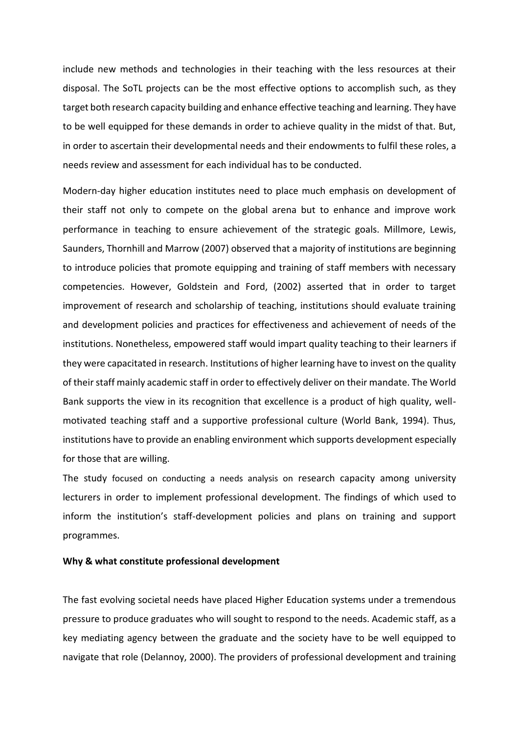include new methods and technologies in their teaching with the less resources at their disposal. The SoTL projects can be the most effective options to accomplish such, as they target both research capacity building and enhance effective teaching and learning. They have to be well equipped for these demands in order to achieve quality in the midst of that. But, in order to ascertain their developmental needs and their endowments to fulfil these roles, a needs review and assessment for each individual has to be conducted.

Modern-day higher education institutes need to place much emphasis on development of their staff not only to compete on the global arena but to enhance and improve work performance in teaching to ensure achievement of the strategic goals. Millmore, Lewis, Saunders, Thornhill and Marrow (2007) observed that a majority of institutions are beginning to introduce policies that promote equipping and training of staff members with necessary competencies. However, Goldstein and Ford, (2002) asserted that in order to target improvement of research and scholarship of teaching, institutions should evaluate training and development policies and practices for effectiveness and achievement of needs of the institutions. Nonetheless, empowered staff would impart quality teaching to their learners if they were capacitated in research. Institutions of higher learning have to invest on the quality of their staff mainly academic staff in order to effectively deliver on their mandate. The World Bank supports the view in its recognition that excellence is a product of high quality, well-motivated teaching staff and a supportive professional culture (World Bank, 1994). Thus, institutions have to provide an enabling environment which supports development especially for those that are willing.

The study focused on conducting a needs analysis on research capacity among university lecturers in order to implement professional development. The findings of which used to inform the institution's staff-development policies and plans on training and support programmes.

**Why & what constitute professional development**

The fast evolving societal needs have placed Higher Education systems under a tremendous pressure to produce graduates who will sought to respond to the needs. Academic staff, as a key mediating agency between the graduate and the society have to be well equipped to navigate that role (Delannoy, 2000). The providers of professional development and training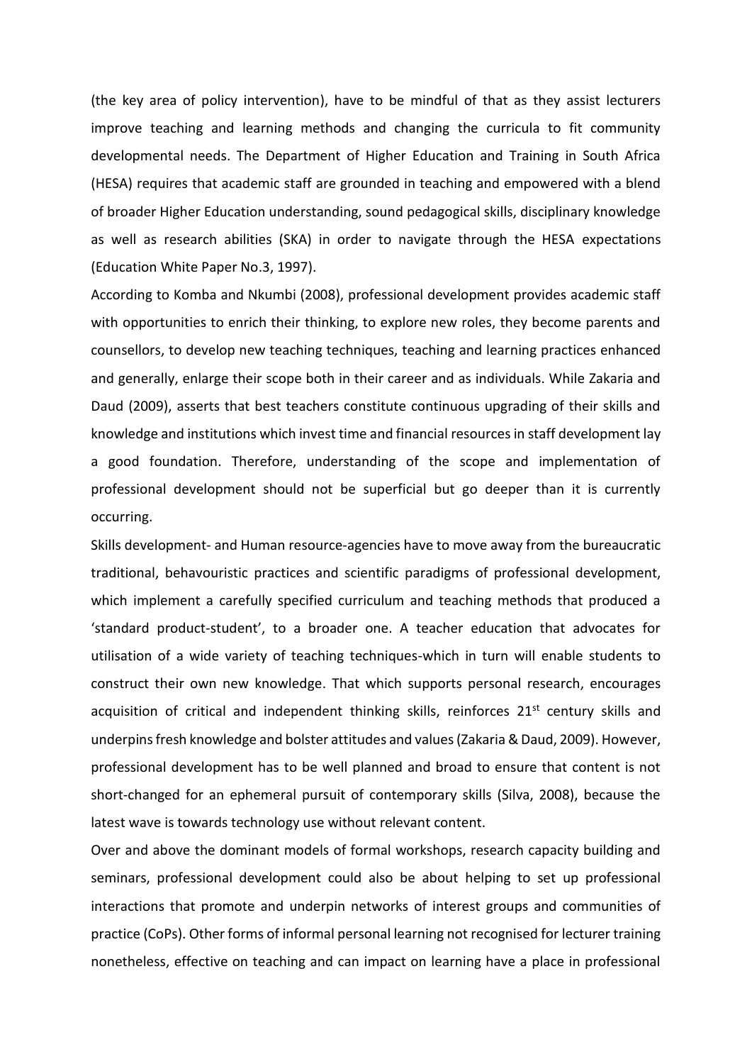(the key area of policy intervention), have to be mindful of that as they assist lecturers improve teaching and learning methods and changing the curricula to fit community developmental needs. The Department of Higher Education and Training in South Africa (HESA) requires that academic staff are grounded in teaching and empowered with a blend of broader Higher Education understanding, sound pedagogical skills, disciplinary knowledge as well as research abilities (SKA) in order to navigate through the HESA expectations (Education White Paper No.3, 1997).

According to Komba and Nkumbi (2008), professional development provides academic staff with opportunities to enrich their thinking, to explore new roles, they become parents and counsellors, to develop new teaching techniques, teaching and learning practices enhanced and generally, enlarge their scope both in their career and as individuals. While Zakaria and Daud (2009), asserts that best teachers constitute continuous upgrading of their skills and knowledge and institutions which invest time and financial resources in staff development lay a good foundation. Therefore, understanding of the scope and implementation of professional development should not be superficial but go deeper than it is currently occurring.

Skills development- and Human resource-agencies have to move away from the bureaucratic traditional, behavouristic practices and scientific paradigms of professional development, which implement a carefully specified curriculum and teaching methods that produced a 'standard product-student', to a broader one. A teacher education that advocates for utilisation of a wide variety of teaching techniques-which in turn will enable students to construct their own new knowledge. That which supports personal research, encourages acquisition of critical and independent thinking skills, reinforces 21st century skills and underpins fresh knowledge and bolster attitudes and values (Zakaria & Daud, 2009). However, professional development has to be well planned and broad to ensure that content is not short-changed for an ephemeral pursuit of contemporary skills (Silva, 2008), because the latest wave is towards technology use without relevant content.

Over and above the dominant models of formal workshops, research capacity building and seminars, professional development could also be about helping to set up professional interactions that promote and underpin networks of interest groups and communities of practice (CoPs). Other forms of informal personal learning not recognised for lecturer training nonetheless, effective on teaching and can impact on learning have a place in professional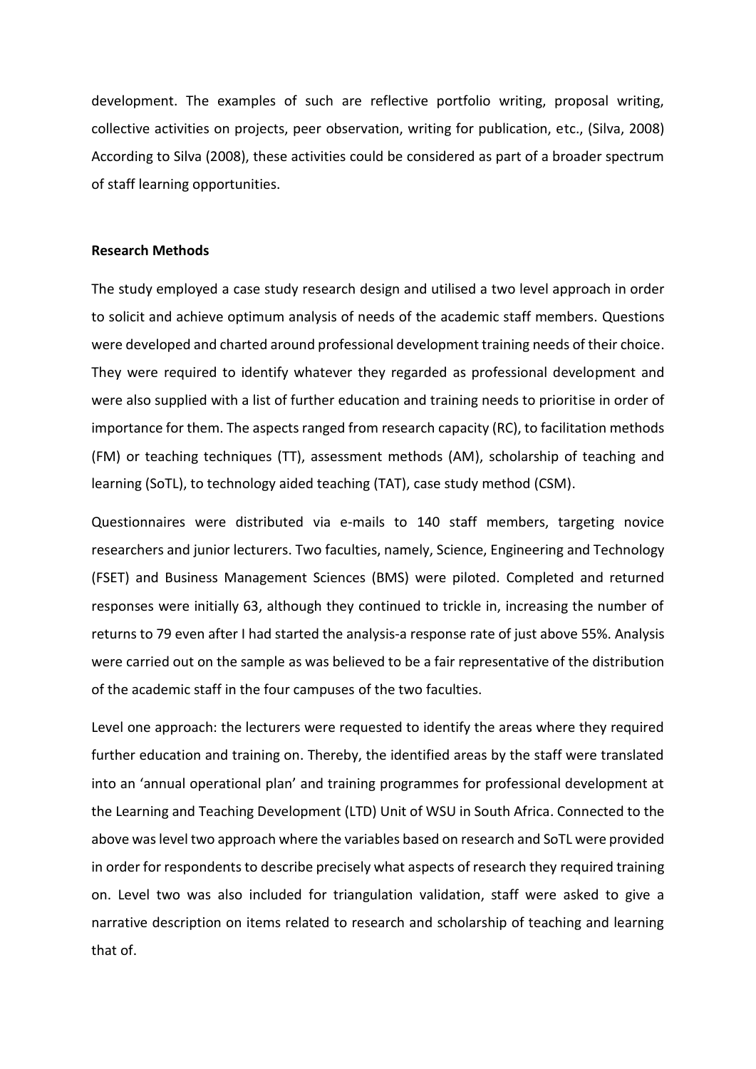development. The examples of such are reflective portfolio writing, proposal writing, collective activities on projects, peer observation, writing for publication, etc., (Silva, 2008) According to Silva (2008), these activities could be considered as part of a broader spectrum of staff learning opportunities.

**Research Methods**

The study employed a case study research design and utilised a two level approach in order to solicit and achieve optimum analysis of needs of the academic staff members. Questions were developed and charted around professional development training needs of their choice. They were required to identify whatever they regarded as professional development and were also supplied with a list of further education and training needs to prioritise in order of importance for them. The aspects ranged from research capacity (RC), to facilitation methods (FM) or teaching techniques (TT), assessment methods (AM), scholarship of teaching and learning (SoTL), to technology aided teaching (TAT), case study method (CSM).

Questionnaires were distributed via e-mails to 140 staff members, targeting novice researchers and junior lecturers. Two faculties, namely, Science, Engineering and Technology (FSET) and Business Management Sciences (BMS) were piloted. Completed and returned responses were initially 63, although they continued to trickle in, increasing the number of returns to 79 even after I had started the analysis-a response rate of just above 55%. Analysis were carried out on the sample as was believed to be a fair representative of the distribution of the academic staff in the four campuses of the two faculties.

Level one approach: the lecturers were requested to identify the areas where they required further education and training on. Thereby, the identified areas by the staff were translated into an 'annual operational plan' and training programmes for professional development at the Learning and Teaching Development (LTD) Unit of WSU in South Africa. Connected to the above was level two approach where the variables based on research and SoTL were provided in order for respondents to describe precisely what aspects of research they required training on. Level two was also included for triangulation validation, staff were asked to give a narrative description on items related to research and scholarship of teaching and learning that of.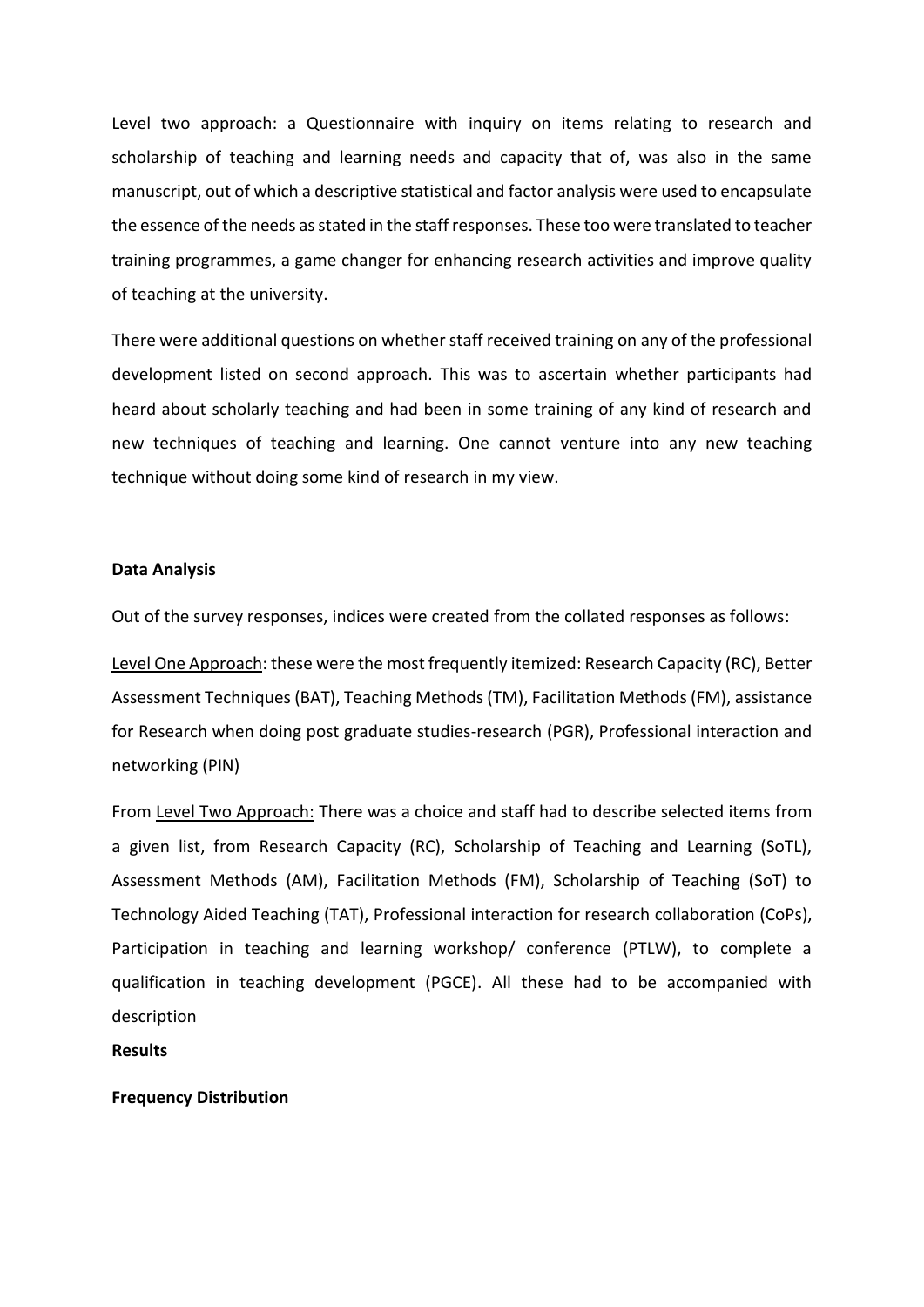Level two approach: a Questionnaire with inquiry on items relating to research and scholarship of teaching and learning needs and capacity that of, was also in the same manuscript, out of which a descriptive statistical and factor analysis were used to encapsulate the essence of the needs as stated in the staff responses. These too were translated to teacher training programmes, a game changer for enhancing research activities and improve quality of teaching at the university.

There were additional questions on whether staff received training on any of the professional development listed on second approach. This was to ascertain whether participants had heard about scholarly teaching and had been in some training of any kind of research and new techniques of teaching and learning. One cannot venture into any new teaching technique without doing some kind of research in my view.

**Data Analysis**

Out of the survey responses, indices were created from the collated responses as follows:

<u>Level One Approach</u>: these were the most frequently itemized: Research Capacity (RC), Better Assessment Techniques (BAT), Teaching Methods (TM), Facilitation Methods (FM), assistance for Research when doing post graduate studies-research (PGR), Professional interaction and networking (PIN)

From <u>Level Two Approach:</u> There was a choice and staff had to describe selected items from a given list, from Research Capacity (RC), Scholarship of Teaching and Learning (SoTL), Assessment Methods (AM), Facilitation Methods (FM), Scholarship of Teaching (SoT) to Technology Aided Teaching (TAT), Professional interaction for research collaboration (CoPs), Participation in teaching and learning workshop/ conference (PTLW), to complete a qualification in teaching development (PGCE). All these had to be accompanied with description

**Results**

**Frequency Distribution**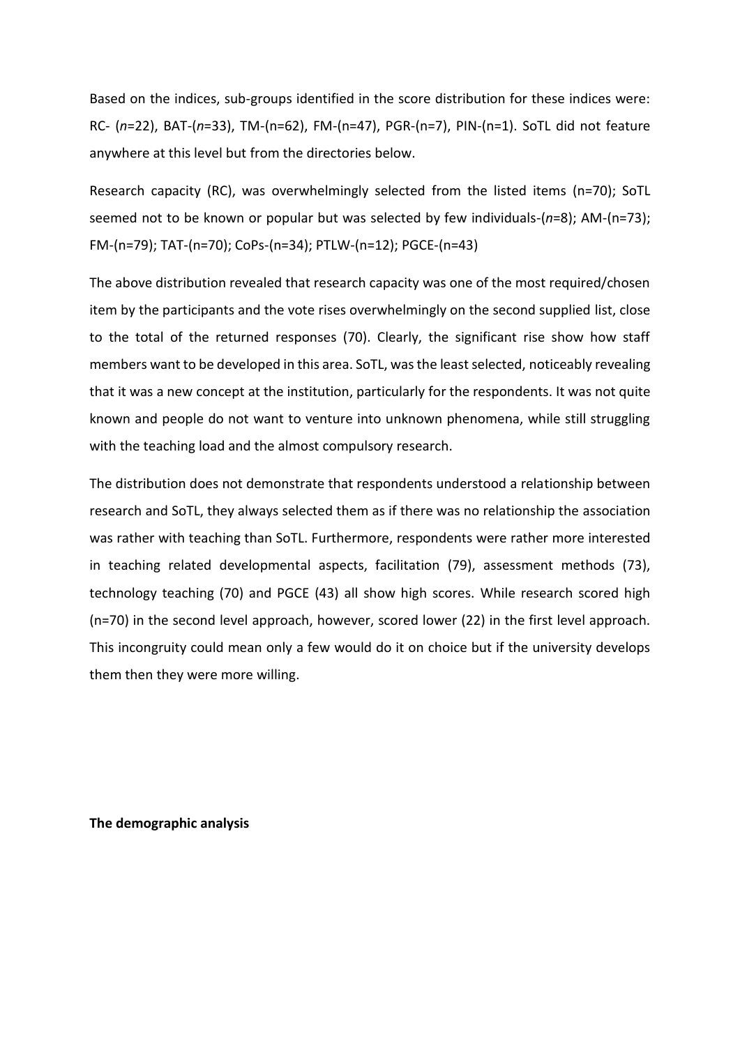Based on the indices, sub-groups identified in the score distribution for these indices were: RC- (*n*=22), BAT-(*n*=33), TM-(n=62), FM-(n=47), PGR-(n=7), PIN-(n=1). SoTL did not feature anywhere at this level but from the directories below.

Research capacity (RC), was overwhelmingly selected from the listed items (n=70); SoTL seemed not to be known or popular but was selected by few individuals-(*n*=8); AM-(n=73); FM-(n=79); TAT-(n=70); CoPs-(n=34); PTLW-(n=12); PGCE-(n=43)

The above distribution revealed that research capacity was one of the most required/chosen item by the participants and the vote rises overwhelmingly on the second supplied list, close to the total of the returned responses (70). Clearly, the significant rise show how staff members want to be developed in this area. SoTL, was the least selected, noticeably revealing that it was a new concept at the institution, particularly for the respondents. It was not quite known and people do not want to venture into unknown phenomena, while still struggling with the teaching load and the almost compulsory research.

The distribution does not demonstrate that respondents understood a relationship between research and SoTL, they always selected them as if there was no relationship the association was rather with teaching than SoTL. Furthermore, respondents were rather more interested in teaching related developmental aspects, facilitation (79), assessment methods (73), technology teaching (70) and PGCE (43) all show high scores. While research scored high (n=70) in the second level approach, however, scored lower (22) in the first level approach. This incongruity could mean only a few would do it on choice but if the university develops them then they were more willing.

**The demographic analysis**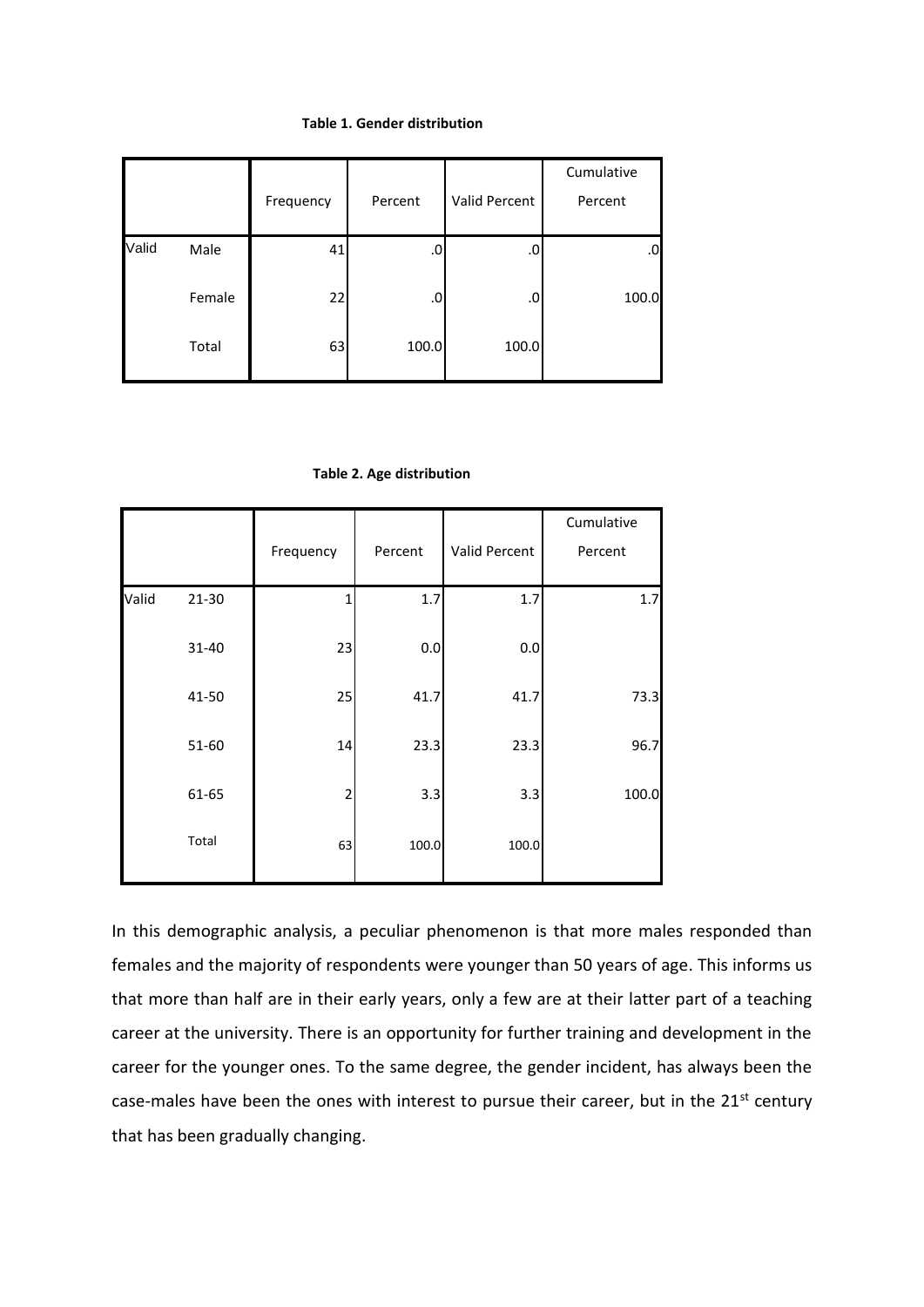**Table 1. Gender distribution**

| | | Frequency | Percent | Valid Percent | Cumulative Percent |
|---|---|---|---|---|---|
| Valid | Male | 41 | .0 | .0 | .0 |
| | Female | 22 | .0 | .0 | 100.0 |
| | Total | 63 | 100.0 | 100.0 | |

**Table 2. Age distribution**

| | | Frequency | Percent | Valid Percent | Cumulative Percent |
|---|---|---|---|---|---|
| Valid | 21-30 | 1 | 1.7 | 1.7 | 1.7 |
| | 31-40 | 23 | 0.0 | 0.0 | |
| | 41-50 | 25 | 41.7 | 41.7 | 73.3 |
| | 51-60 | 14 | 23.3 | 23.3 | 96.7 |
| | 61-65 | 2 | 3.3 | 3.3 | 100.0 |
| | Total | 63 | 100.0 | 100.0 | |

In this demographic analysis, a peculiar phenomenon is that more males responded than females and the majority of respondents were younger than 50 years of age. This informs us that more than half are in their early years, only a few are at their latter part of a teaching career at the university. There is an opportunity for further training and development in the career for the younger ones. To the same degree, the gender incident, has always been the case-males have been the ones with interest to pursue their career, but in the 21st century that has been gradually changing.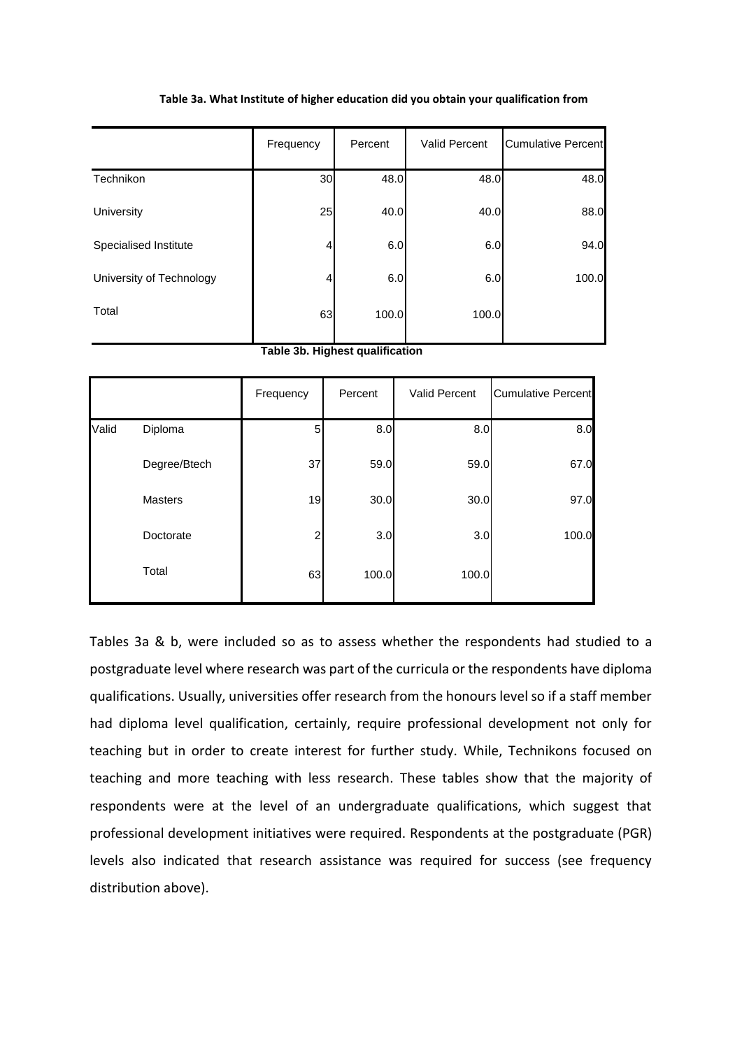**Table 3a. What Institute of higher education did you obtain your qualification from**

| | Frequency | Percent | Valid Percent | Cumulative Percent |
|---|---|---|---|---|
| Technikon | 30 | 48.0 | 48.0 | 48.0 |
| University | 25 | 40.0 | 40.0 | 88.0 |
| Specialised Institute | 4 | 6.0 | 6.0 | 94.0 |
| University of Technology | 4 | 6.0 | 6.0 | 100.0 |
| Total | 63 | 100.0 | 100.0 | |

**Table 3b. Highest qualification**

| | | Frequency | Percent | Valid Percent | Cumulative Percent |
|---|---|---|---|---|---|
| Valid | Diploma | 5 | 8.0 | 8.0 | 8.0 |
| | Degree/Btech | 37 | 59.0 | 59.0 | 67.0 |
| | Masters | 19 | 30.0 | 30.0 | 97.0 |
| | Doctorate | 2 | 3.0 | 3.0 | 100.0 |
| | Total | 63 | 100.0 | 100.0 | |

Tables 3a & b, were included so as to assess whether the respondents had studied to a postgraduate level where research was part of the curricula or the respondents have diploma qualifications. Usually, universities offer research from the honours level so if a staff member had diploma level qualification, certainly, require professional development not only for teaching but in order to create interest for further study. While, Technikons focused on teaching and more teaching with less research. These tables show that the majority of respondents were at the level of an undergraduate qualifications, which suggest that professional development initiatives were required. Respondents at the postgraduate (PGR) levels also indicated that research assistance was required for success (see frequency distribution above).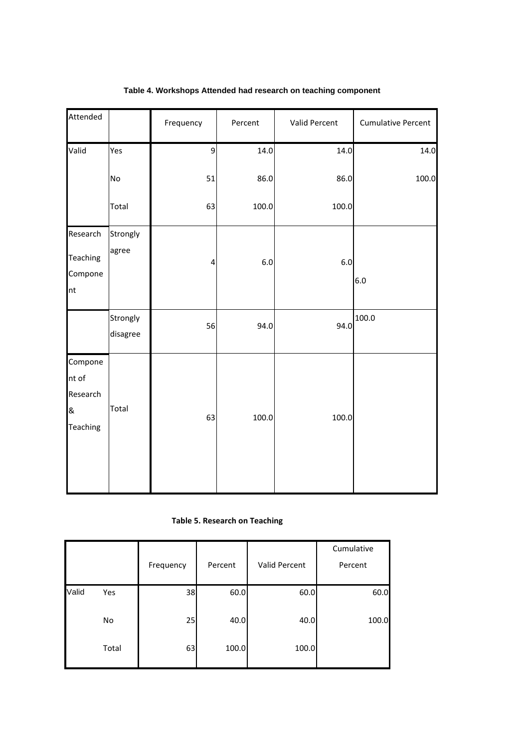**Table 4. Workshops Attended had research on teaching component**

| Attended | | Frequency | Percent | Valid Percent | Cumulative Percent |
|---|---|---|---|---|---|
| Valid | Yes | 9 | 14.0 | 14.0 | 14.0 |
| | No | 51 | 86.0 | 86.0 | 100.0 |
| | Total | 63 | 100.0 | 100.0 | |
| Research Teaching Component | Strongly agree | 4 | 6.0 | 6.0 | 6.0 |
| | Strongly disagree | 56 | 94.0 | 94.0 | 100.0 |
| Component of Research & Teaching | Total | 63 | 100.0 | 100.0 | |

**Table 5. Research on Teaching**

| | | Frequency | Percent | Valid Percent | Cumulative Percent |
|---|---|---|---|---|---|
| Valid | Yes | 38 | 60.0 | 60.0 | 60.0 |
| | No | 25 | 40.0 | 40.0 | 100.0 |
| | Total | 63 | 100.0 | 100.0 | |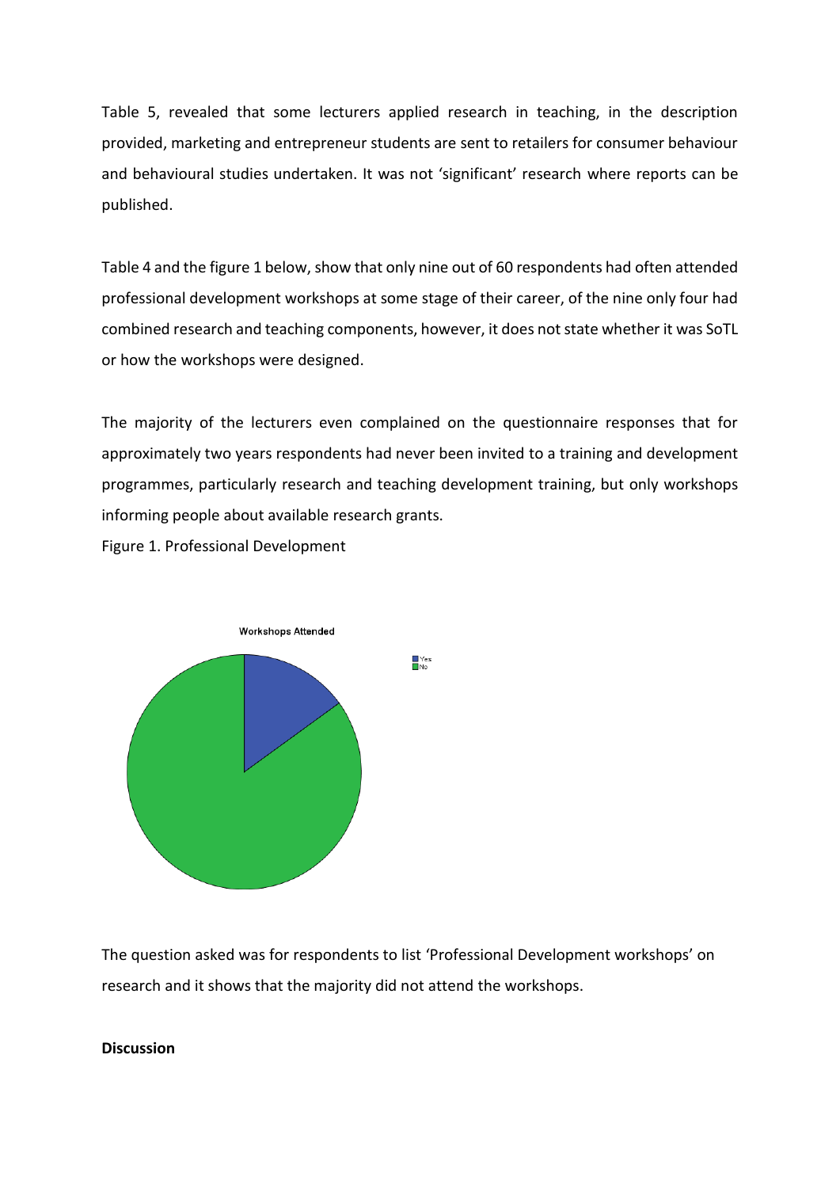Table 5, revealed that some lecturers applied research in teaching, in the description provided, marketing and entrepreneur students are sent to retailers for consumer behaviour and behavioural studies undertaken. It was not 'significant' research where reports can be published.

Table 4 and the figure 1 below, show that only nine out of 60 respondents had often attended professional development workshops at some stage of their career, of the nine only four had combined research and teaching components, however, it does not state whether it was SoTL or how the workshops were designed.

The majority of the lecturers even complained on the questionnaire responses that for approximately two years respondents had never been invited to a training and development programmes, particularly research and teaching development training, but only workshops informing people about available research grants.

Figure 1. Professional Development

The question asked was for respondents to list 'Professional Development workshops' on research and it shows that the majority did not attend the workshops.

**Discussion**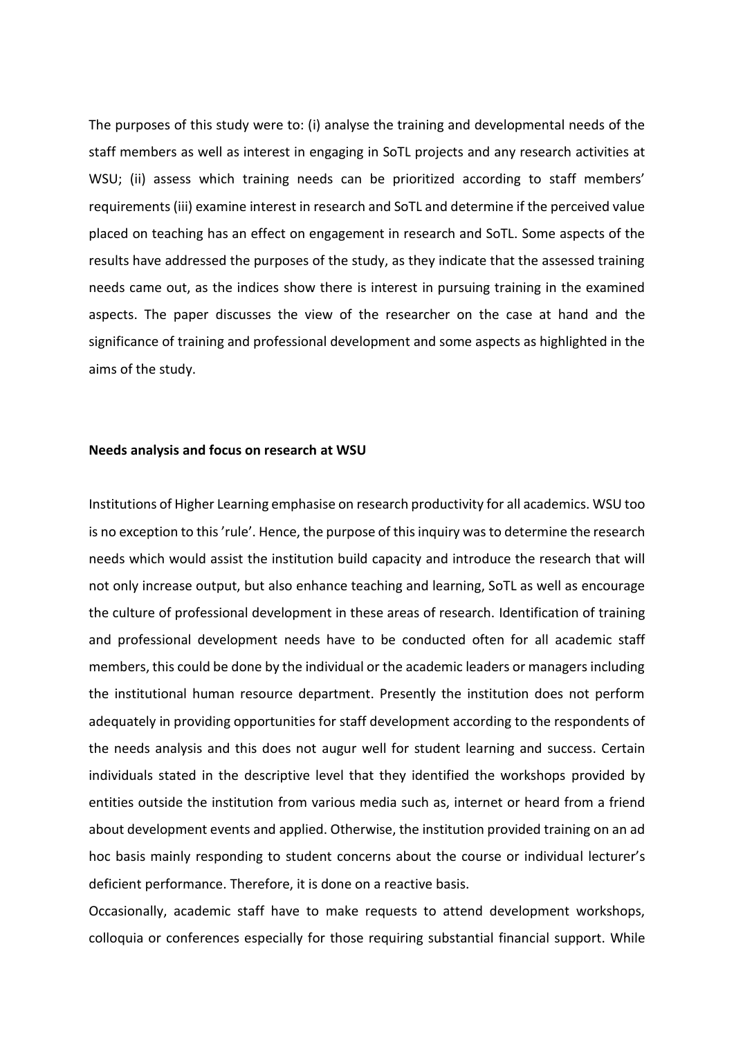The purposes of this study were to: (i) analyse the training and developmental needs of the staff members as well as interest in engaging in SoTL projects and any research activities at WSU; (ii) assess which training needs can be prioritized according to staff members' requirements (iii) examine interest in research and SoTL and determine if the perceived value placed on teaching has an effect on engagement in research and SoTL. Some aspects of the results have addressed the purposes of the study, as they indicate that the assessed training needs came out, as the indices show there is interest in pursuing training in the examined aspects. The paper discusses the view of the researcher on the case at hand and the significance of training and professional development and some aspects as highlighted in the aims of the study.

**Needs analysis and focus on research at WSU**

Institutions of Higher Learning emphasise on research productivity for all academics. WSU too is no exception to this 'rule'. Hence, the purpose of this inquiry was to determine the research needs which would assist the institution build capacity and introduce the research that will not only increase output, but also enhance teaching and learning, SoTL as well as encourage the culture of professional development in these areas of research. Identification of training and professional development needs have to be conducted often for all academic staff members, this could be done by the individual or the academic leaders or managers including the institutional human resource department. Presently the institution does not perform adequately in providing opportunities for staff development according to the respondents of the needs analysis and this does not augur well for student learning and success. Certain individuals stated in the descriptive level that they identified the workshops provided by entities outside the institution from various media such as, internet or heard from a friend about development events and applied. Otherwise, the institution provided training on an ad hoc basis mainly responding to student concerns about the course or individual lecturer's deficient performance. Therefore, it is done on a reactive basis.

Occasionally, academic staff have to make requests to attend development workshops, colloquia or conferences especially for those requiring substantial financial support. While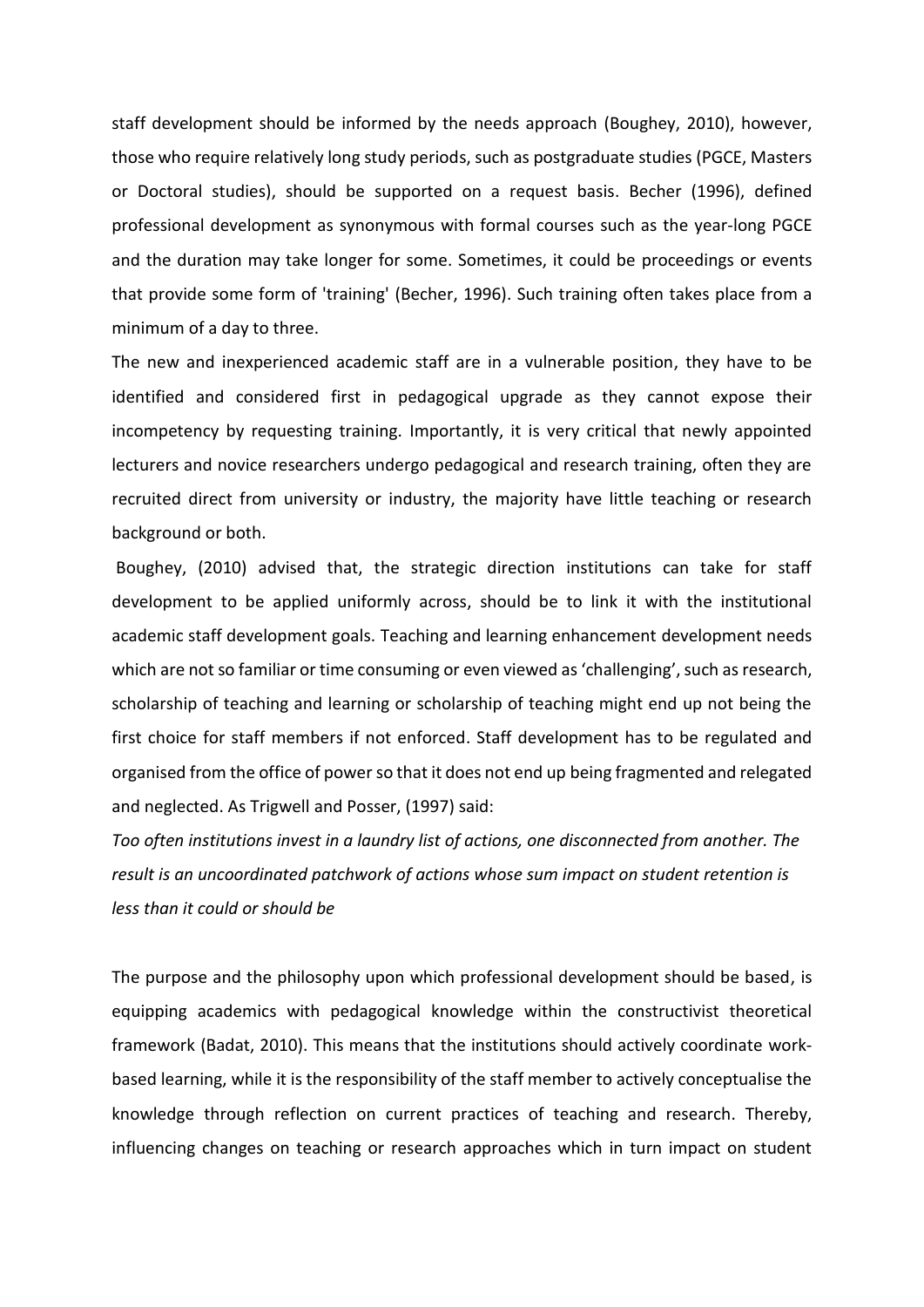staff development should be informed by the needs approach (Boughey, 2010), however, those who require relatively long study periods, such as postgraduate studies (PGCE, Masters or Doctoral studies), should be supported on a request basis. Becher (1996), defined professional development as synonymous with formal courses such as the year-long PGCE and the duration may take longer for some. Sometimes, it could be proceedings or events that provide some form of 'training' (Becher, 1996). Such training often takes place from a minimum of a day to three.

The new and inexperienced academic staff are in a vulnerable position, they have to be identified and considered first in pedagogical upgrade as they cannot expose their incompetency by requesting training. Importantly, it is very critical that newly appointed lecturers and novice researchers undergo pedagogical and research training, often they are recruited direct from university or industry, the majority have little teaching or research background or both.

Boughey, (2010) advised that, the strategic direction institutions can take for staff development to be applied uniformly across, should be to link it with the institutional academic staff development goals. Teaching and learning enhancement development needs which are not so familiar or time consuming or even viewed as 'challenging', such as research, scholarship of teaching and learning or scholarship of teaching might end up not being the first choice for staff members if not enforced. Staff development has to be regulated and organised from the office of power so that it does not end up being fragmented and relegated and neglected. As Trigwell and Posser, (1997) said:

*Too often institutions invest in a laundry list of actions, one disconnected from another. The result is an uncoordinated patchwork of actions whose sum impact on student retention is less than it could or should be*

The purpose and the philosophy upon which professional development should be based, is equipping academics with pedagogical knowledge within the constructivist theoretical framework (Badat, 2010). This means that the institutions should actively coordinate work-based learning, while it is the responsibility of the staff member to actively conceptualise the knowledge through reflection on current practices of teaching and research. Thereby, influencing changes on teaching or research approaches which in turn impact on student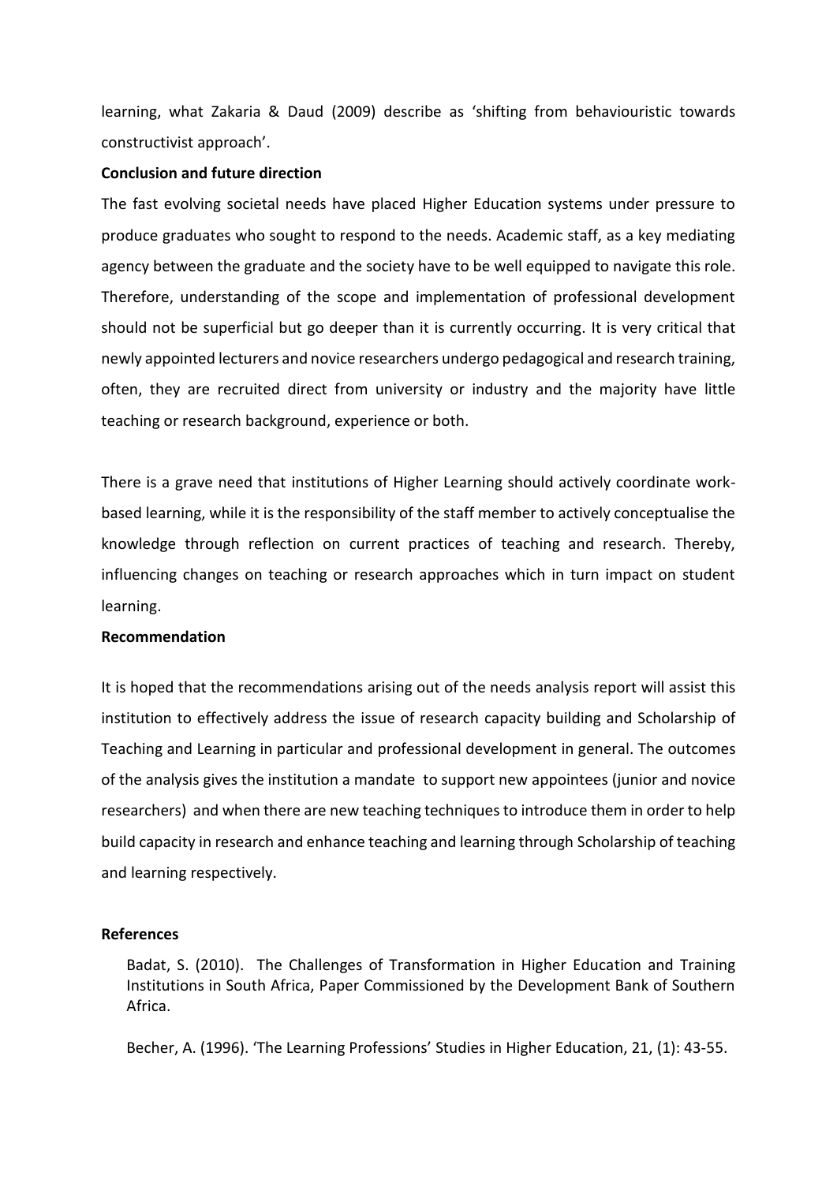learning, what Zakaria & Daud (2009) describe as 'shifting from behaviouristic towards constructivist approach'.

**Conclusion and future direction**

The fast evolving societal needs have placed Higher Education systems under pressure to produce graduates who sought to respond to the needs. Academic staff, as a key mediating agency between the graduate and the society have to be well equipped to navigate this role. Therefore, understanding of the scope and implementation of professional development should not be superficial but go deeper than it is currently occurring. It is very critical that newly appointed lecturers and novice researchers undergo pedagogical and research training, often, they are recruited direct from university or industry and the majority have little teaching or research background, experience or both.

There is a grave need that institutions of Higher Learning should actively coordinate work-based learning, while it is the responsibility of the staff member to actively conceptualise the knowledge through reflection on current practices of teaching and research. Thereby, influencing changes on teaching or research approaches which in turn impact on student learning.

**Recommendation**

It is hoped that the recommendations arising out of the needs analysis report will assist this institution to effectively address the issue of research capacity building and Scholarship of Teaching and Learning in particular and professional development in general. The outcomes of the analysis gives the institution a mandate to support new appointees (junior and novice researchers) and when there are new teaching techniques to introduce them in order to help build capacity in research and enhance teaching and learning through Scholarship of teaching and learning respectively.

**References**

Badat, S. (2010). The Challenges of Transformation in Higher Education and Training Institutions in South Africa, Paper Commissioned by the Development Bank of Southern Africa.

Becher, A. (1996). 'The Learning Professions' Studies in Higher Education, 21, (1): 43-55.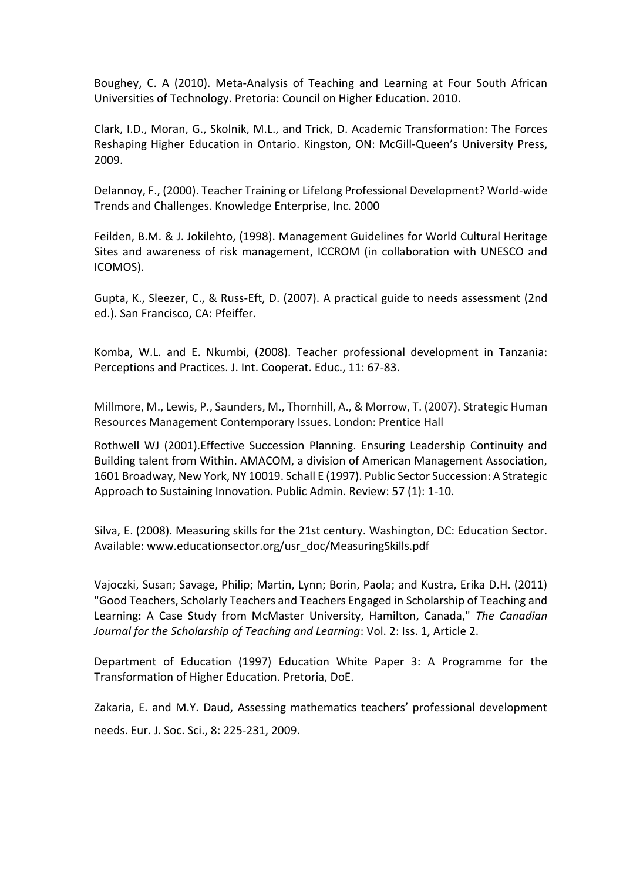Boughey, C. A (2010). Meta-Analysis of Teaching and Learning at Four South African Universities of Technology. Pretoria: Council on Higher Education. 2010.

Clark, I.D., Moran, G., Skolnik, M.L., and Trick, D. Academic Transformation: The Forces Reshaping Higher Education in Ontario. Kingston, ON: McGill-Queen's University Press, 2009.

Delannoy, F., (2000). Teacher Training or Lifelong Professional Development? World-wide Trends and Challenges. Knowledge Enterprise, Inc. 2000

Feilden, B.M. & J. Jokilehto, (1998). Management Guidelines for World Cultural Heritage Sites and awareness of risk management, ICCROM (in collaboration with UNESCO and ICOMOS).

Gupta, K., Sleezer, C., & Russ-Eft, D. (2007). A practical guide to needs assessment (2nd ed.). San Francisco, CA: Pfeiffer.

Komba, W.L. and E. Nkumbi, (2008). Teacher professional development in Tanzania: Perceptions and Practices. J. Int. Cooperat. Educ., 11: 67-83.

Millmore, M., Lewis, P., Saunders, M., Thornhill, A., & Morrow, T. (2007). Strategic Human Resources Management Contemporary Issues. London: Prentice Hall

Rothwell WJ (2001).Effective Succession Planning. Ensuring Leadership Continuity and Building talent from Within. AMACOM, a division of American Management Association, 1601 Broadway, New York, NY 10019. Schall E (1997). Public Sector Succession: A Strategic Approach to Sustaining Innovation. Public Admin. Review: 57 (1): 1-10.

Silva, E. (2008). Measuring skills for the 21st century. Washington, DC: Education Sector. Available: www.educationsector.org/usr_doc/MeasuringSkills.pdf

Vajoczki, Susan; Savage, Philip; Martin, Lynn; Borin, Paola; and Kustra, Erika D.H. (2011) "Good Teachers, Scholarly Teachers and Teachers Engaged in Scholarship of Teaching and Learning: A Case Study from McMaster University, Hamilton, Canada," *The Canadian Journal for the Scholarship of Teaching and Learning*: Vol. 2: Iss. 1, Article 2.

Department of Education (1997) Education White Paper 3: A Programme for the Transformation of Higher Education. Pretoria, DoE.

Zakaria, E. and M.Y. Daud, Assessing mathematics teachers' professional development needs. Eur. J. Soc. Sci., 8: 225-231, 2009.